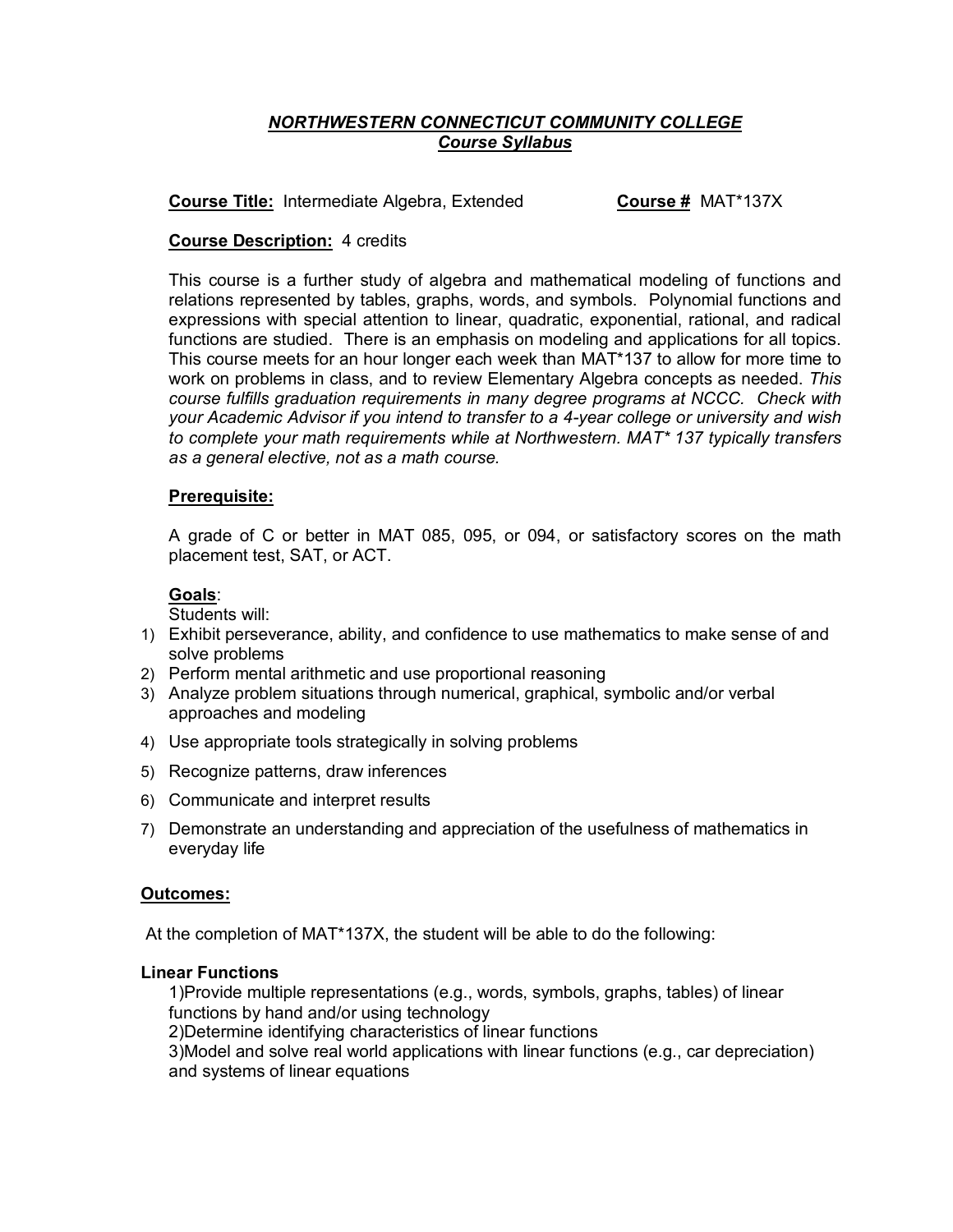# ***NORTHWESTERN CONNECTICUT COMMUNITY COLLEGE***
## ***Course Syllabus***

**Course Title:** Intermediate Algebra, Extended **Course #** MAT*137X

**Course Description:** 4 credits

This course is a further study of algebra and mathematical modeling of functions and relations represented by tables, graphs, words, and symbols. Polynomial functions and expressions with special attention to linear, quadratic, exponential, rational, and radical functions are studied. There is an emphasis on modeling and applications for all topics. This course meets for an hour longer each week than MAT*137 to allow for more time to work on problems in class, and to review Elementary Algebra concepts as needed. *This course fulfills graduation requirements in many degree programs at NCCC. Check with your Academic Advisor if you intend to transfer to a 4-year college or university and wish to complete your math requirements while at Northwestern. MAT* 137 typically transfers as a general elective, not as a math course.*

**Prerequisite:**

A grade of C or better in MAT 085, 095, or 094, or satisfactory scores on the math placement test, SAT, or ACT.

**Goals**:

Students will:

1) Exhibit perseverance, ability, and confidence to use mathematics to make sense of and solve problems
2) Perform mental arithmetic and use proportional reasoning
3) Analyze problem situations through numerical, graphical, symbolic and/or verbal approaches and modeling
4) Use appropriate tools strategically in solving problems
5) Recognize patterns, draw inferences
6) Communicate and interpret results
7) Demonstrate an understanding and appreciation of the usefulness of mathematics in everyday life

**Outcomes:**

At the completion of MAT*137X, the student will be able to do the following:

**Linear Functions**

1)Provide multiple representations (e.g., words, symbols, graphs, tables) of linear functions by hand and/or using technology
2)Determine identifying characteristics of linear functions
3)Model and solve real world applications with linear functions (e.g., car depreciation) and systems of linear equations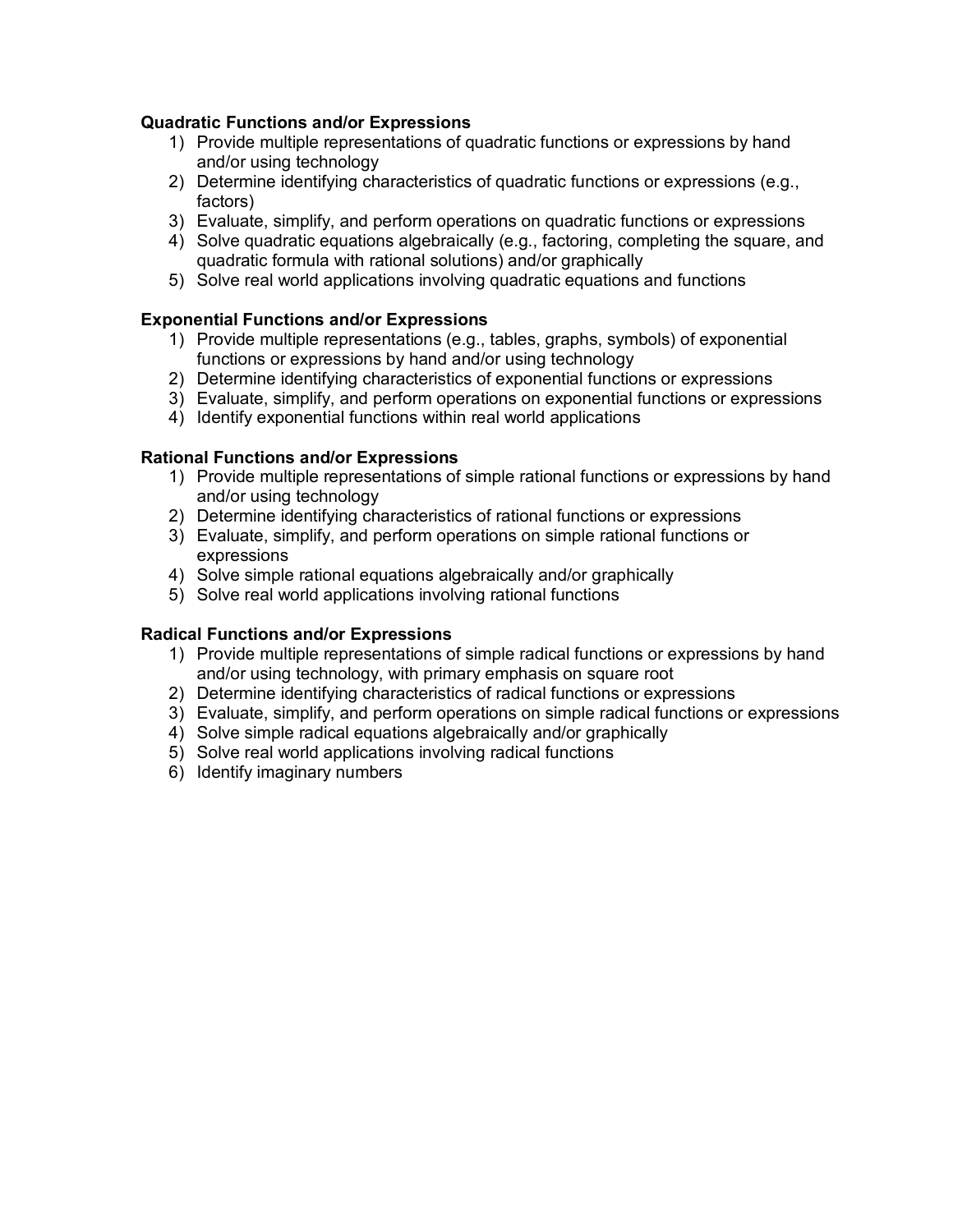**Quadratic Functions and/or Expressions**

1) Provide multiple representations of quadratic functions or expressions by hand and/or using technology
2) Determine identifying characteristics of quadratic functions or expressions (e.g., factors)
3) Evaluate, simplify, and perform operations on quadratic functions or expressions
4) Solve quadratic equations algebraically (e.g., factoring, completing the square, and quadratic formula with rational solutions) and/or graphically
5) Solve real world applications involving quadratic equations and functions

**Exponential Functions and/or Expressions**

1) Provide multiple representations (e.g., tables, graphs, symbols) of exponential functions or expressions by hand and/or using technology
2) Determine identifying characteristics of exponential functions or expressions
3) Evaluate, simplify, and perform operations on exponential functions or expressions
4) Identify exponential functions within real world applications

**Rational Functions and/or Expressions**

1) Provide multiple representations of simple rational functions or expressions by hand and/or using technology
2) Determine identifying characteristics of rational functions or expressions
3) Evaluate, simplify, and perform operations on simple rational functions or expressions
4) Solve simple rational equations algebraically and/or graphically
5) Solve real world applications involving rational functions

**Radical Functions and/or Expressions**

1) Provide multiple representations of simple radical functions or expressions by hand and/or using technology, with primary emphasis on square root
2) Determine identifying characteristics of radical functions or expressions
3) Evaluate, simplify, and perform operations on simple radical functions or expressions
4) Solve simple radical equations algebraically and/or graphically
5) Solve real world applications involving radical functions
6) Identify imaginary numbers